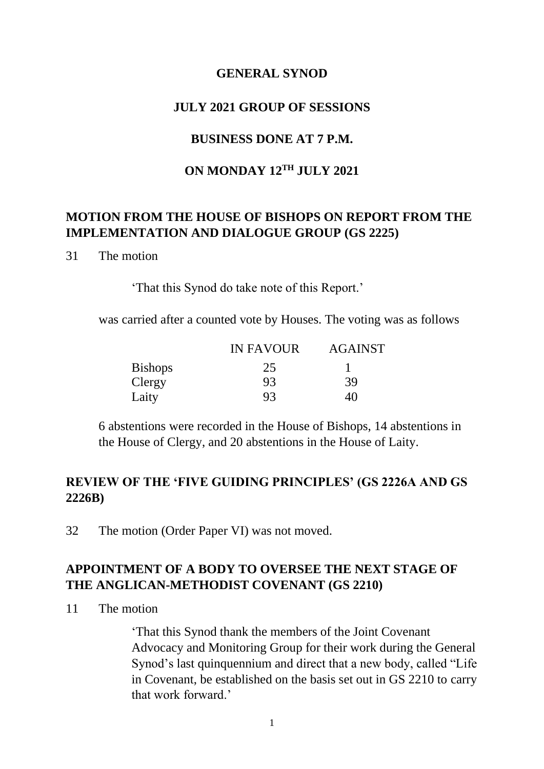# GENERAL SYNOD

## JULY 2021 GROUP OF SESSIONS

## BUSINESS DONE AT 7 P.M.

## ON MONDAY 12TH JULY 2021

### MOTION FROM THE HOUSE OF BISHOPS ON REPORT FROM THE IMPLEMENTATION AND DIALOGUE GROUP (GS 2225)

31 The motion

> 'That this Synod do take note of this Report.'

was carried after a counted vote by Houses. The voting was as follows

| | IN FAVOUR | AGAINST |
|---|---|---|
| Bishops | 25 | 1 |
| Clergy | 93 | 39 |
| Laity | 93 | 40 |

6 abstentions were recorded in the House of Bishops, 14 abstentions in the House of Clergy, and 20 abstentions in the House of Laity.

### REVIEW OF THE 'FIVE GUIDING PRINCIPLES' (GS 2226A AND GS 2226B)

32 The motion (Order Paper VI) was not moved.

### APPOINTMENT OF A BODY TO OVERSEE THE NEXT STAGE OF THE ANGLICAN-METHODIST COVENANT (GS 2210)

11 The motion

> 'That this Synod thank the members of the Joint Covenant Advocacy and Monitoring Group for their work during the General Synod's last quinquennium and direct that a new body, called "Life in Covenant, be established on the basis set out in GS 2210 to carry that work forward.'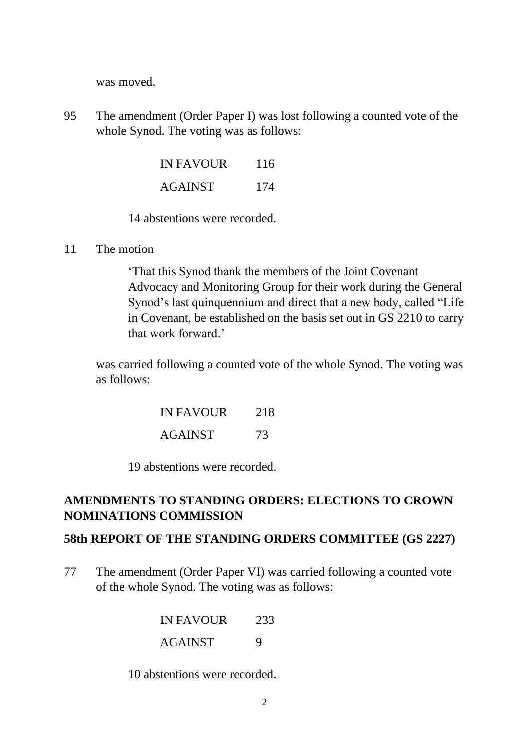was moved.

95 The amendment (Order Paper I) was lost following a counted vote of the whole Synod. The voting was as follows:

| | |
|---|---|
| IN FAVOUR | 116 |
| AGAINST | 174 |

14 abstentions were recorded.

11 The motion

> 'That this Synod thank the members of the Joint Covenant Advocacy and Monitoring Group for their work during the General Synod's last quinquennium and direct that a new body, called "Life in Covenant, be established on the basis set out in GS 2210 to carry that work forward.'

was carried following a counted vote of the whole Synod. The voting was as follows:

| | |
|---|---|
| IN FAVOUR | 218 |
| AGAINST | 73 |

19 abstentions were recorded.

## AMENDMENTS TO STANDING ORDERS: ELECTIONS TO CROWN NOMINATIONS COMMISSION

### 58th REPORT OF THE STANDING ORDERS COMMITTEE (GS 2227)

77 The amendment (Order Paper VI) was carried following a counted vote of the whole Synod. The voting was as follows:

| | |
|---|---|
| IN FAVOUR | 233 |
| AGAINST | 9 |

10 abstentions were recorded.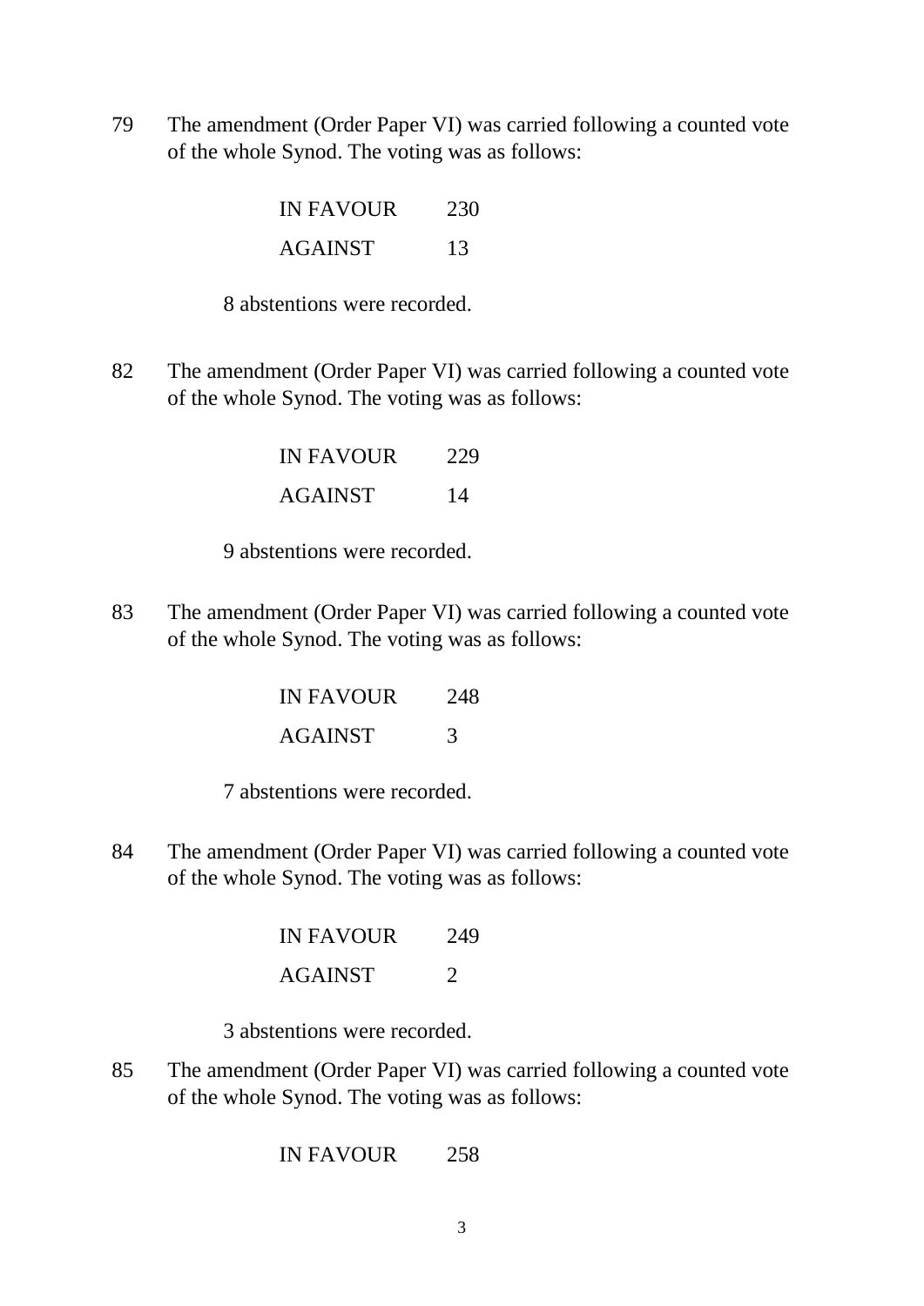79 The amendment (Order Paper VI) was carried following a counted vote of the whole Synod. The voting was as follows:

| | |
|---|---|
| IN FAVOUR | 230 |
| AGAINST | 13 |

8 abstentions were recorded.

82 The amendment (Order Paper VI) was carried following a counted vote of the whole Synod. The voting was as follows:

| | |
|---|---|
| IN FAVOUR | 229 |
| AGAINST | 14 |

9 abstentions were recorded.

83 The amendment (Order Paper VI) was carried following a counted vote of the whole Synod. The voting was as follows:

| | |
|---|---|
| IN FAVOUR | 248 |
| AGAINST | 3 |

7 abstentions were recorded.

84 The amendment (Order Paper VI) was carried following a counted vote of the whole Synod. The voting was as follows:

| | |
|---|---|
| IN FAVOUR | 249 |
| AGAINST | 2 |

3 abstentions were recorded.

85 The amendment (Order Paper VI) was carried following a counted vote of the whole Synod. The voting was as follows:

| | |
|---|---|
| IN FAVOUR | 258 |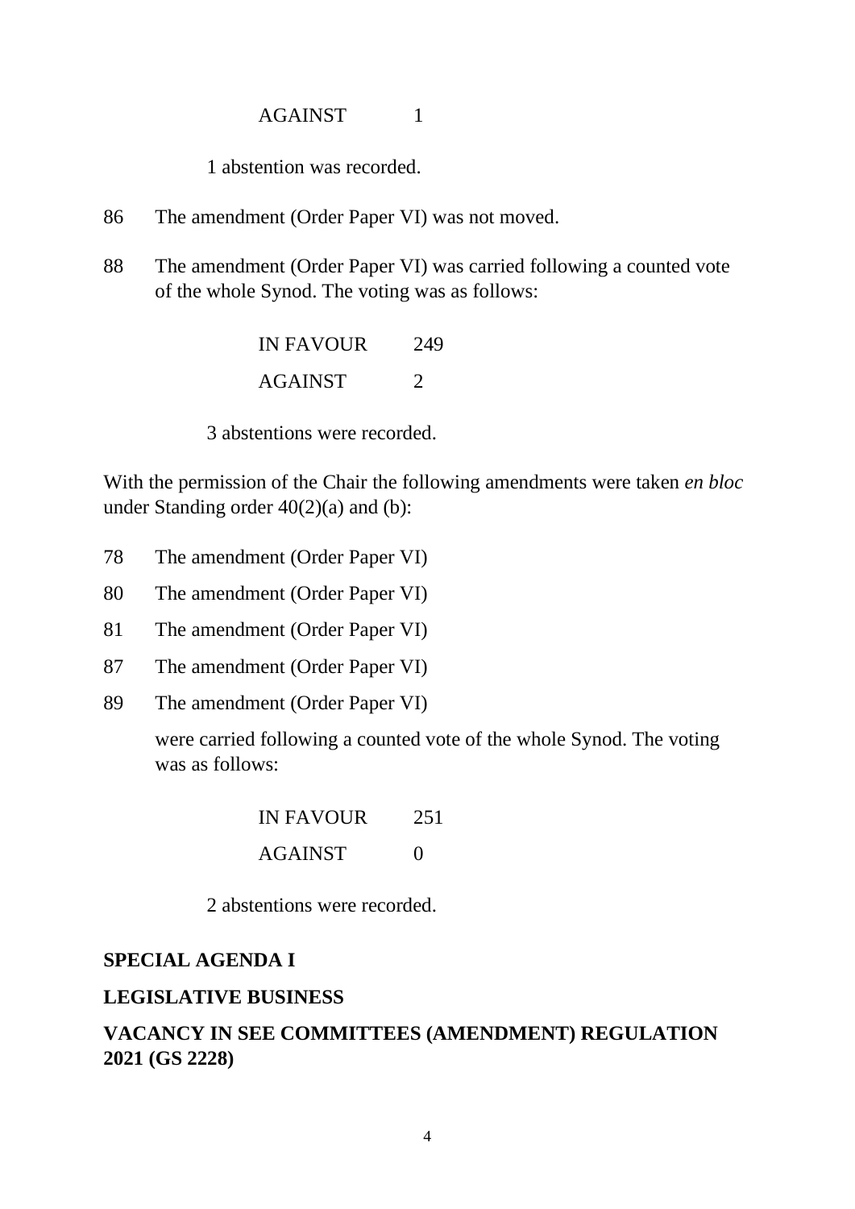AGAINST 1

1 abstention was recorded.

86 The amendment (Order Paper VI) was not moved.

88 The amendment (Order Paper VI) was carried following a counted vote of the whole Synod. The voting was as follows:

IN FAVOUR 249

AGAINST 2

3 abstentions were recorded.

With the permission of the Chair the following amendments were taken *en bloc* under Standing order 40(2)(a) and (b):

78 The amendment (Order Paper VI)

80 The amendment (Order Paper VI)

81 The amendment (Order Paper VI)

87 The amendment (Order Paper VI)

89 The amendment (Order Paper VI)

were carried following a counted vote of the whole Synod. The voting was as follows:

IN FAVOUR 251

AGAINST 0

2 abstentions were recorded.

**SPECIAL AGENDA I**

**LEGISLATIVE BUSINESS**

**VACANCY IN SEE COMMITTEES (AMENDMENT) REGULATION 2021 (GS 2228)**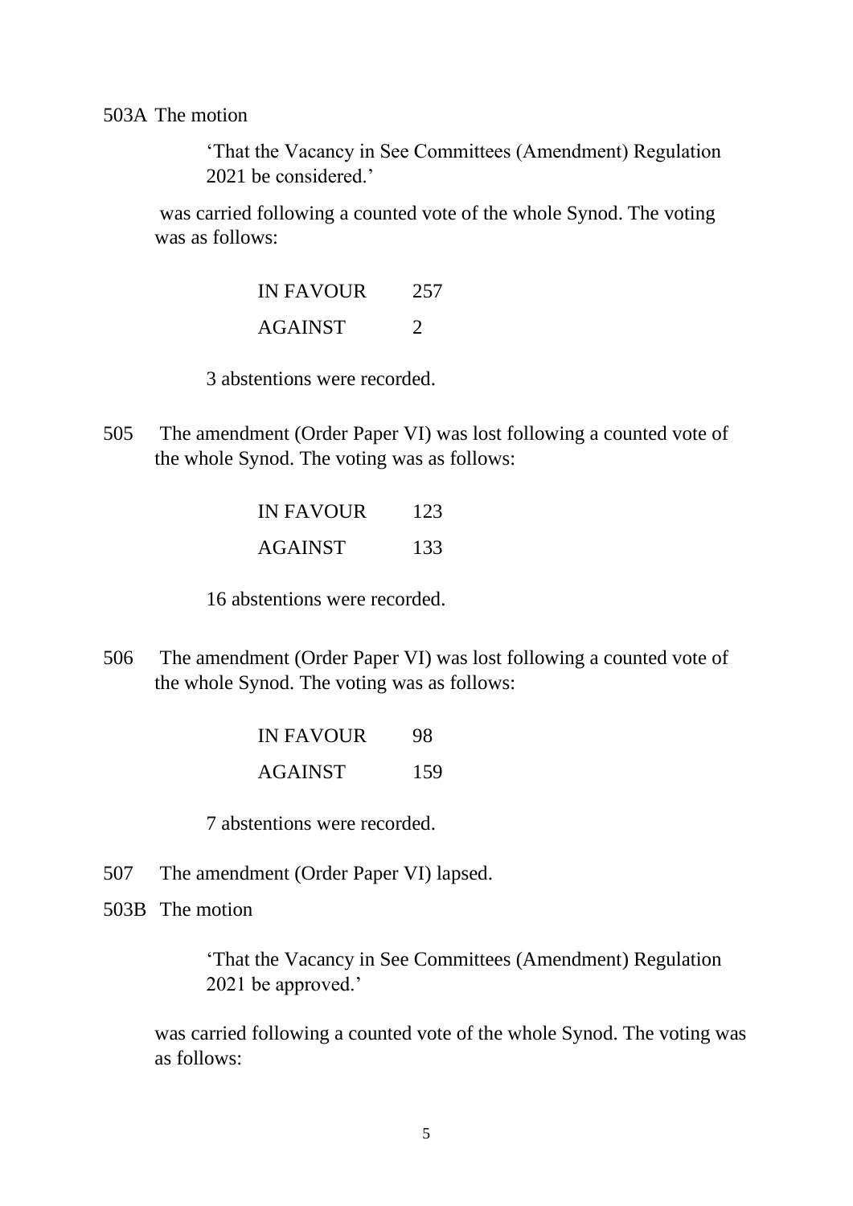503A The motion

> 'That the Vacancy in See Committees (Amendment) Regulation 2021 be considered.'

was carried following a counted vote of the whole Synod. The voting was as follows:

| | |
|---|---|
| IN FAVOUR | 257 |
| AGAINST | 2 |

3 abstentions were recorded.

505 The amendment (Order Paper VI) was lost following a counted vote of the whole Synod. The voting was as follows:

| | |
|---|---|
| IN FAVOUR | 123 |
| AGAINST | 133 |

16 abstentions were recorded.

506 The amendment (Order Paper VI) was lost following a counted vote of the whole Synod. The voting was as follows:

| | |
|---|---|
| IN FAVOUR | 98 |
| AGAINST | 159 |

7 abstentions were recorded.

507 The amendment (Order Paper VI) lapsed.

503B The motion

> 'That the Vacancy in See Committees (Amendment) Regulation 2021 be approved.'

was carried following a counted vote of the whole Synod. The voting was as follows: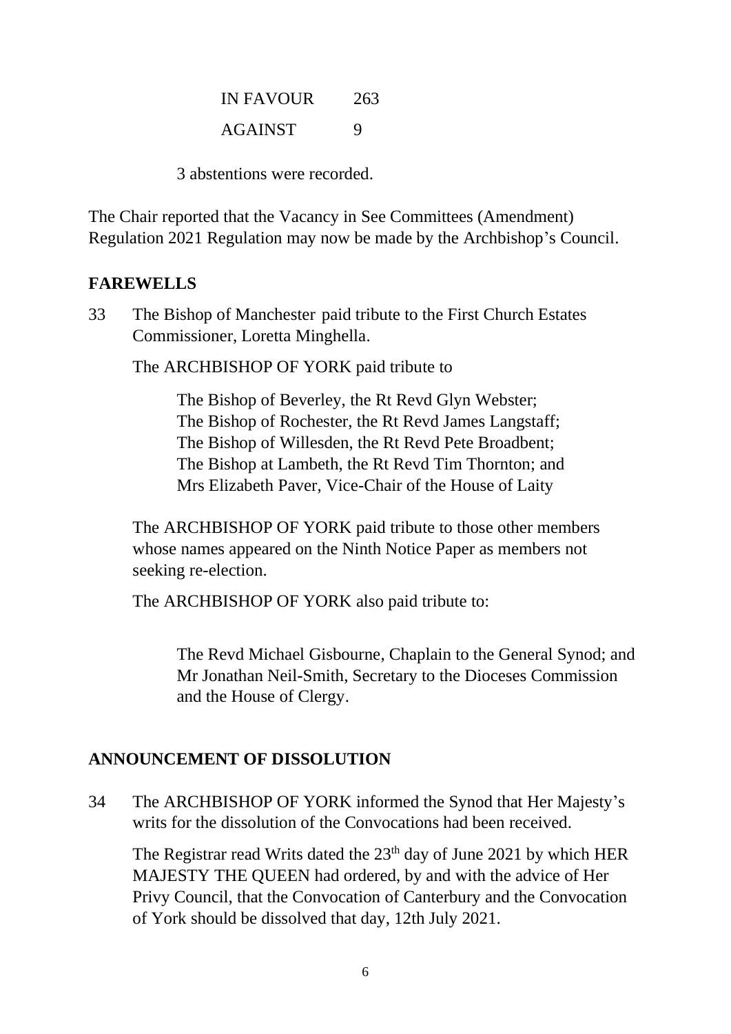| | |
|---|---|
| IN FAVOUR | 263 |
| AGAINST | 9 |

3 abstentions were recorded.

The Chair reported that the Vacancy in See Committees (Amendment) Regulation 2021 Regulation may now be made by the Archbishop's Council.

## FAREWELLS

33 The Bishop of Manchester paid tribute to the First Church Estates Commissioner, Loretta Minghella.

The ARCHBISHOP OF YORK paid tribute to

The Bishop of Beverley, the Rt Revd Glyn Webster;
The Bishop of Rochester, the Rt Revd James Langstaff;
The Bishop of Willesden, the Rt Revd Pete Broadbent;
The Bishop at Lambeth, the Rt Revd Tim Thornton; and
Mrs Elizabeth Paver, Vice-Chair of the House of Laity

The ARCHBISHOP OF YORK paid tribute to those other members whose names appeared on the Ninth Notice Paper as members not seeking re-election.

The ARCHBISHOP OF YORK also paid tribute to:

The Revd Michael Gisbourne, Chaplain to the General Synod; and
Mr Jonathan Neil-Smith, Secretary to the Dioceses Commission and the House of Clergy.

## ANNOUNCEMENT OF DISSOLUTION

34 The ARCHBISHOP OF YORK informed the Synod that Her Majesty's writs for the dissolution of the Convocations had been received.

The Registrar read Writs dated the 23rd day of June 2021 by which HER MAJESTY THE QUEEN had ordered, by and with the advice of Her Privy Council, that the Convocation of Canterbury and the Convocation of York should be dissolved that day, 12th July 2021.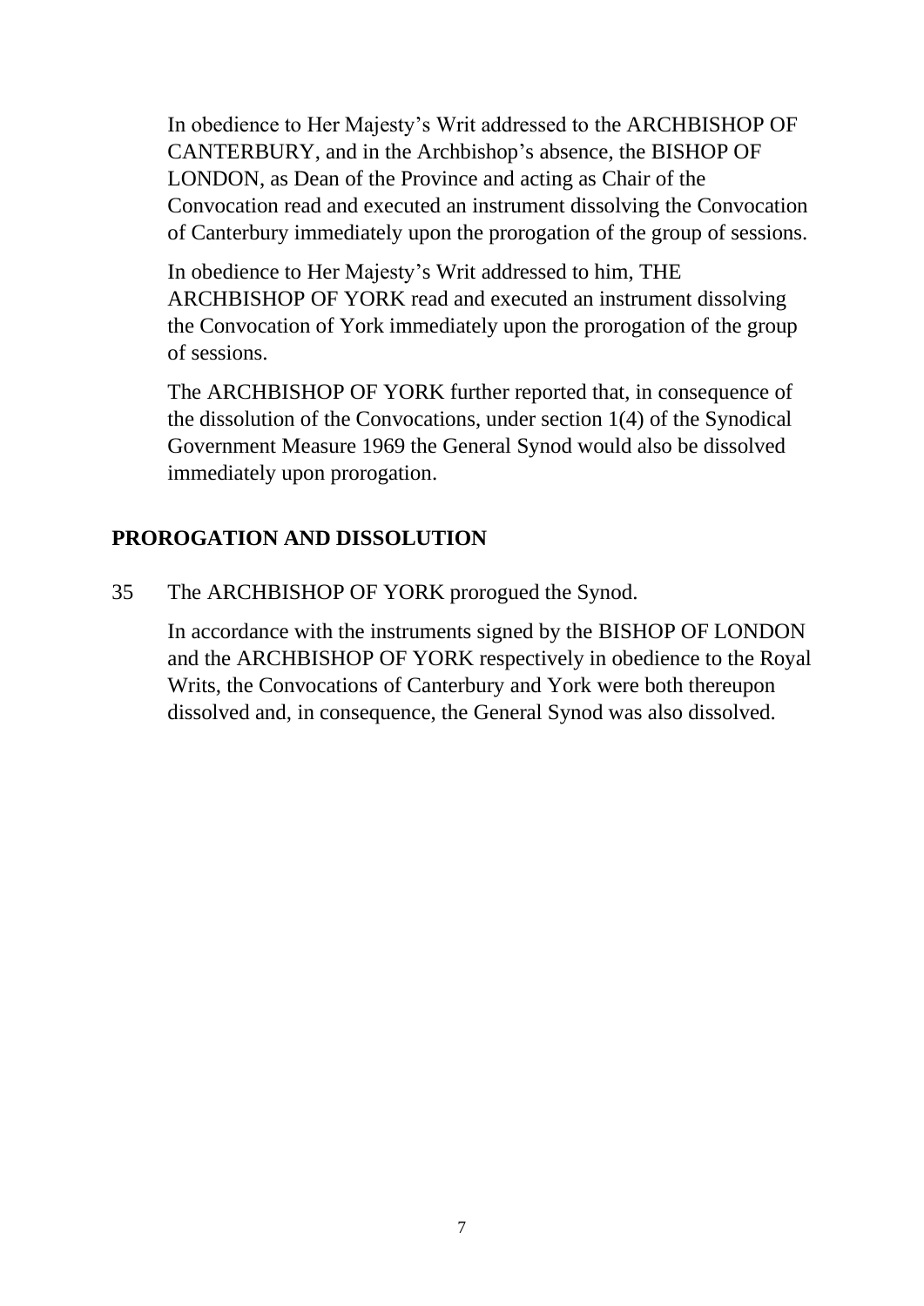In obedience to Her Majesty's Writ addressed to the ARCHBISHOP OF CANTERBURY, and in the Archbishop's absence, the BISHOP OF LONDON, as Dean of the Province and acting as Chair of the Convocation read and executed an instrument dissolving the Convocation of Canterbury immediately upon the prorogation of the group of sessions.

In obedience to Her Majesty's Writ addressed to him, THE ARCHBISHOP OF YORK read and executed an instrument dissolving the Convocation of York immediately upon the prorogation of the group of sessions.

The ARCHBISHOP OF YORK further reported that, in consequence of the dissolution of the Convocations, under section 1(4) of the Synodical Government Measure 1969 the General Synod would also be dissolved immediately upon prorogation.

## PROROGATION AND DISSOLUTION

35 The ARCHBISHOP OF YORK prorogued the Synod.

In accordance with the instruments signed by the BISHOP OF LONDON and the ARCHBISHOP OF YORK respectively in obedience to the Royal Writs, the Convocations of Canterbury and York were both thereupon dissolved and, in consequence, the General Synod was also dissolved.